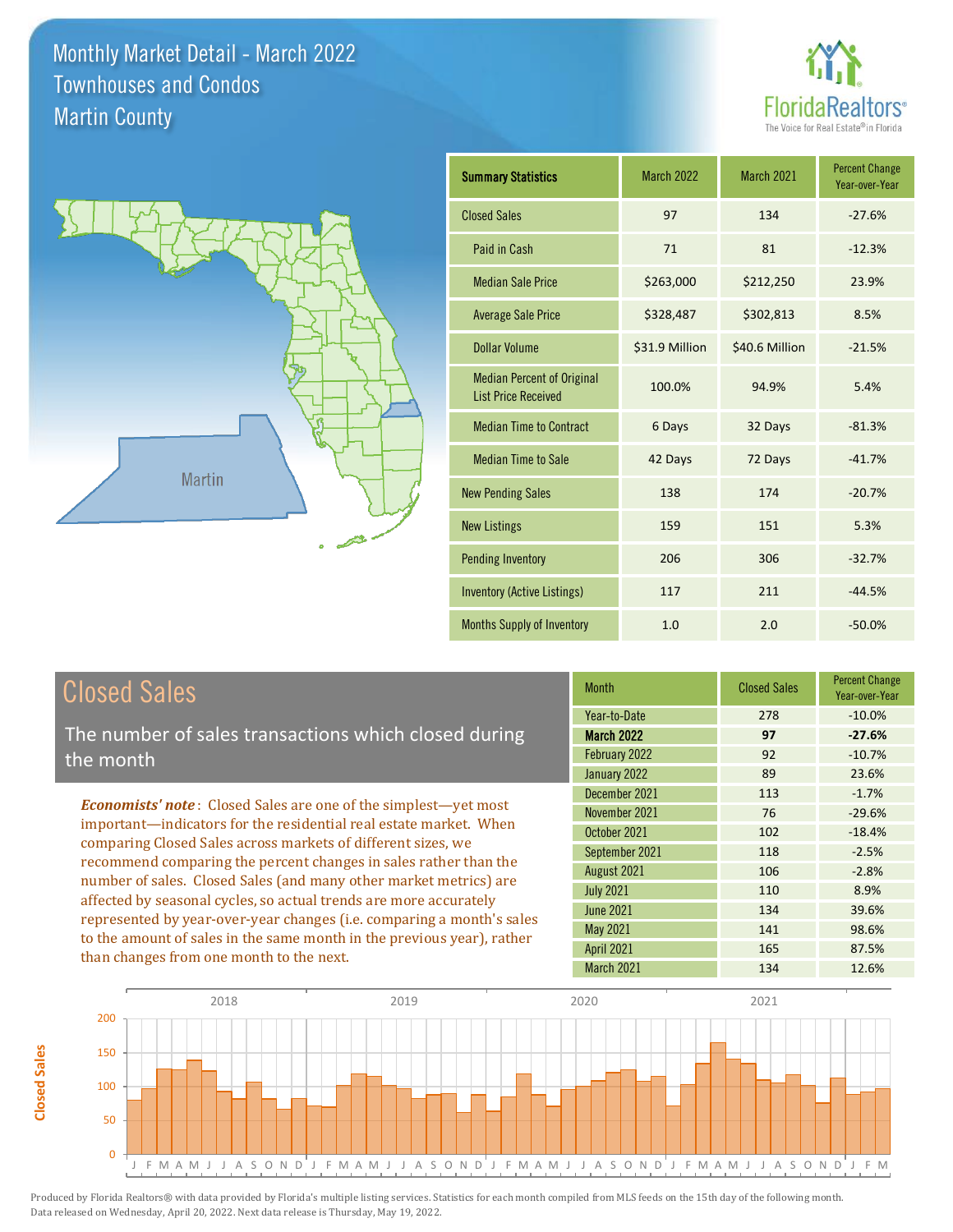# Monthly Market Detail - March 2022
## Townhouses and Condos
## Martin County

FloridaRealtors®
The Voice for Real Estate® in Florida

| Summary Statistics | March 2022 | March 2021 | Percent Change Year-over-Year |
|---|---|---|---|
| Closed Sales | 97 | 134 | -27.6% |
| Paid in Cash | 71 | 81 | -12.3% |
| Median Sale Price | $263,000 | $212,250 | 23.9% |
| Average Sale Price | $328,487 | $302,813 | 8.5% |
| Dollar Volume | $31.9 Million | $40.6 Million | -21.5% |
| Median Percent of Original List Price Received | 100.0% | 94.9% | 5.4% |
| Median Time to Contract | 6 Days | 32 Days | -81.3% |
| Median Time to Sale | 42 Days | 72 Days | -41.7% |
| New Pending Sales | 138 | 174 | -20.7% |
| New Listings | 159 | 151 | 5.3% |
| Pending Inventory | 206 | 306 | -32.7% |
| Inventory (Active Listings) | 117 | 211 | -44.5% |
| Months Supply of Inventory | 1.0 | 2.0 | -50.0% |

## Closed Sales

The number of sales transactions which closed during the month

***Economists' note***: Closed Sales are one of the simplest—yet most important—indicators for the residential real estate market. When comparing Closed Sales across markets of different sizes, we recommend comparing the percent changes in sales rather than the number of sales. Closed Sales (and many other market metrics) are affected by seasonal cycles, so actual trends are more accurately represented by year-over-year changes (i.e. comparing a month's sales to the amount of sales in the same month in the previous year), rather than changes from one month to the next.

| Month | Closed Sales | Percent Change Year-over-Year |
|---|---|---|
| Year-to-Date | 278 | -10.0% |
| **March 2022** | **97** | **-27.6%** |
| February 2022 | 92 | -10.7% |
| January 2022 | 89 | 23.6% |
| December 2021 | 113 | -1.7% |
| November 2021 | 76 | -29.6% |
| October 2021 | 102 | -18.4% |
| September 2021 | 118 | -2.5% |
| August 2021 | 106 | -2.8% |
| July 2021 | 110 | 8.9% |
| June 2021 | 134 | 39.6% |
| May 2021 | 141 | 98.6% |
| April 2021 | 165 | 87.5% |
| March 2021 | 134 | 12.6% |

Produced by Florida Realtors® with data provided by Florida's multiple listing services. Statistics for each month compiled from MLS feeds on the 15th day of the following month. Data released on Wednesday, April 20, 2022. Next data release is Thursday, May 19, 2022.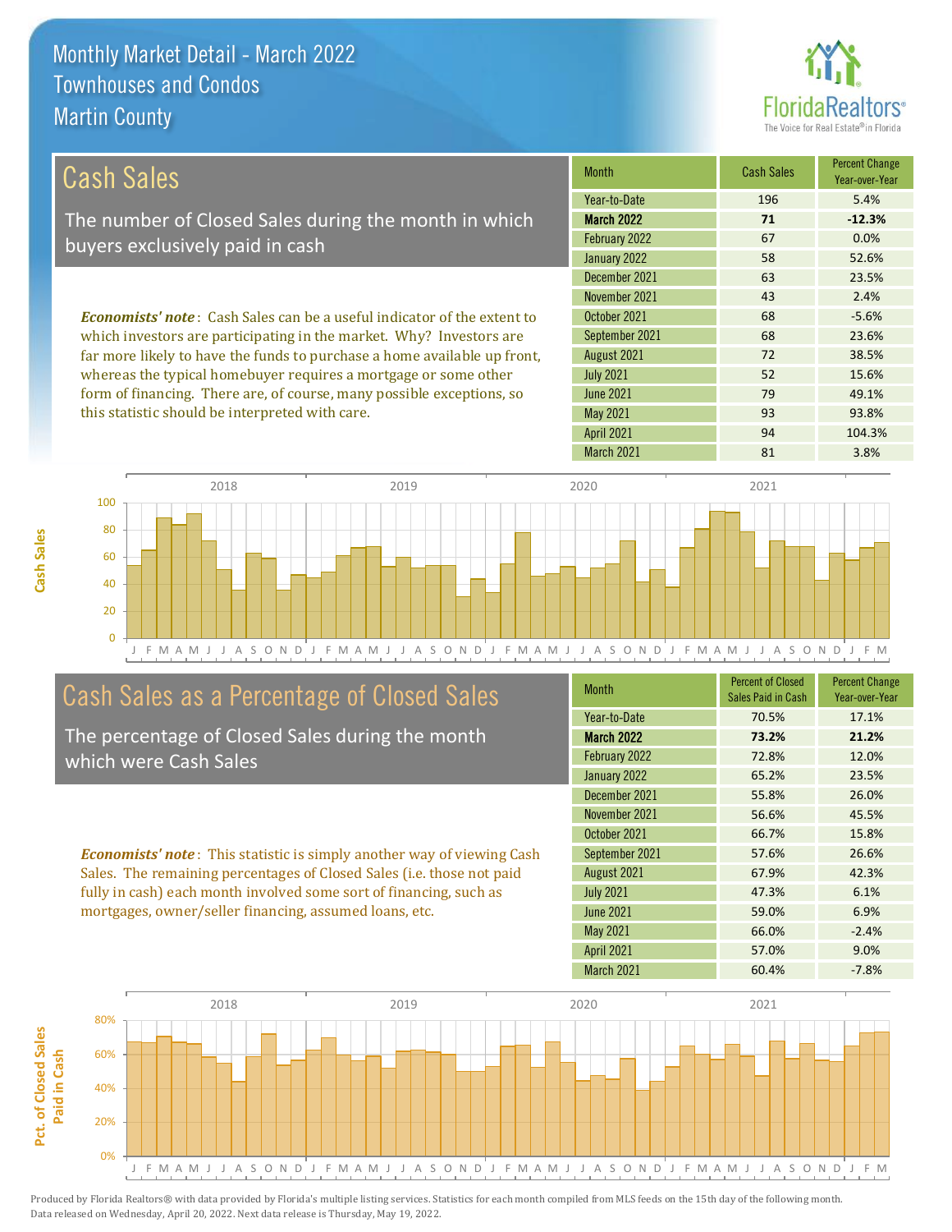Monthly Market Detail - March 2022
Townhouses and Condos
Martin County

## Cash Sales

The number of Closed Sales during the month in which buyers exclusively paid in cash

***Economists' note***: Cash Sales can be a useful indicator of the extent to which investors are participating in the market. Why? Investors are far more likely to have the funds to purchase a home available up front, whereas the typical homebuyer requires a mortgage or some other form of financing. There are, of course, many possible exceptions, so this statistic should be interpreted with care.

| Month | Cash Sales | Percent Change Year-over-Year |
|---|---|---|
| Year-to-Date | 196 | 5.4% |
| **March 2022** | **71** | **-12.3%** |
| February 2022 | 67 | 0.0% |
| January 2022 | 58 | 52.6% |
| December 2021 | 63 | 23.5% |
| November 2021 | 43 | 2.4% |
| October 2021 | 68 | -5.6% |
| September 2021 | 68 | 23.6% |
| August 2021 | 72 | 38.5% |
| July 2021 | 52 | 15.6% |
| June 2021 | 79 | 49.1% |
| May 2021 | 93 | 93.8% |
| April 2021 | 94 | 104.3% |
| March 2021 | 81 | 3.8% |

## Cash Sales as a Percentage of Closed Sales

The percentage of Closed Sales during the month which were Cash Sales

***Economists' note***: This statistic is simply another way of viewing Cash Sales. The remaining percentages of Closed Sales (i.e. those not paid fully in cash) each month involved some sort of financing, such as mortgages, owner/seller financing, assumed loans, etc.

| Month | Percent of Closed Sales Paid in Cash | Percent Change Year-over-Year |
|---|---|---|
| Year-to-Date | 70.5% | 17.1% |
| **March 2022** | **73.2%** | **21.2%** |
| February 2022 | 72.8% | 12.0% |
| January 2022 | 65.2% | 23.5% |
| December 2021 | 55.8% | 26.0% |
| November 2021 | 56.6% | 45.5% |
| October 2021 | 66.7% | 15.8% |
| September 2021 | 57.6% | 26.6% |
| August 2021 | 67.9% | 42.3% |
| July 2021 | 47.3% | 6.1% |
| June 2021 | 59.0% | 6.9% |
| May 2021 | 66.0% | -2.4% |
| April 2021 | 57.0% | 9.0% |
| March 2021 | 60.4% | -7.8% |

Produced by Florida Realtors® with data provided by Florida's multiple listing services. Statistics for each month compiled from MLS feeds on the 15th day of the following month. Data released on Wednesday, April 20, 2022. Next data release is Thursday, May 19, 2022.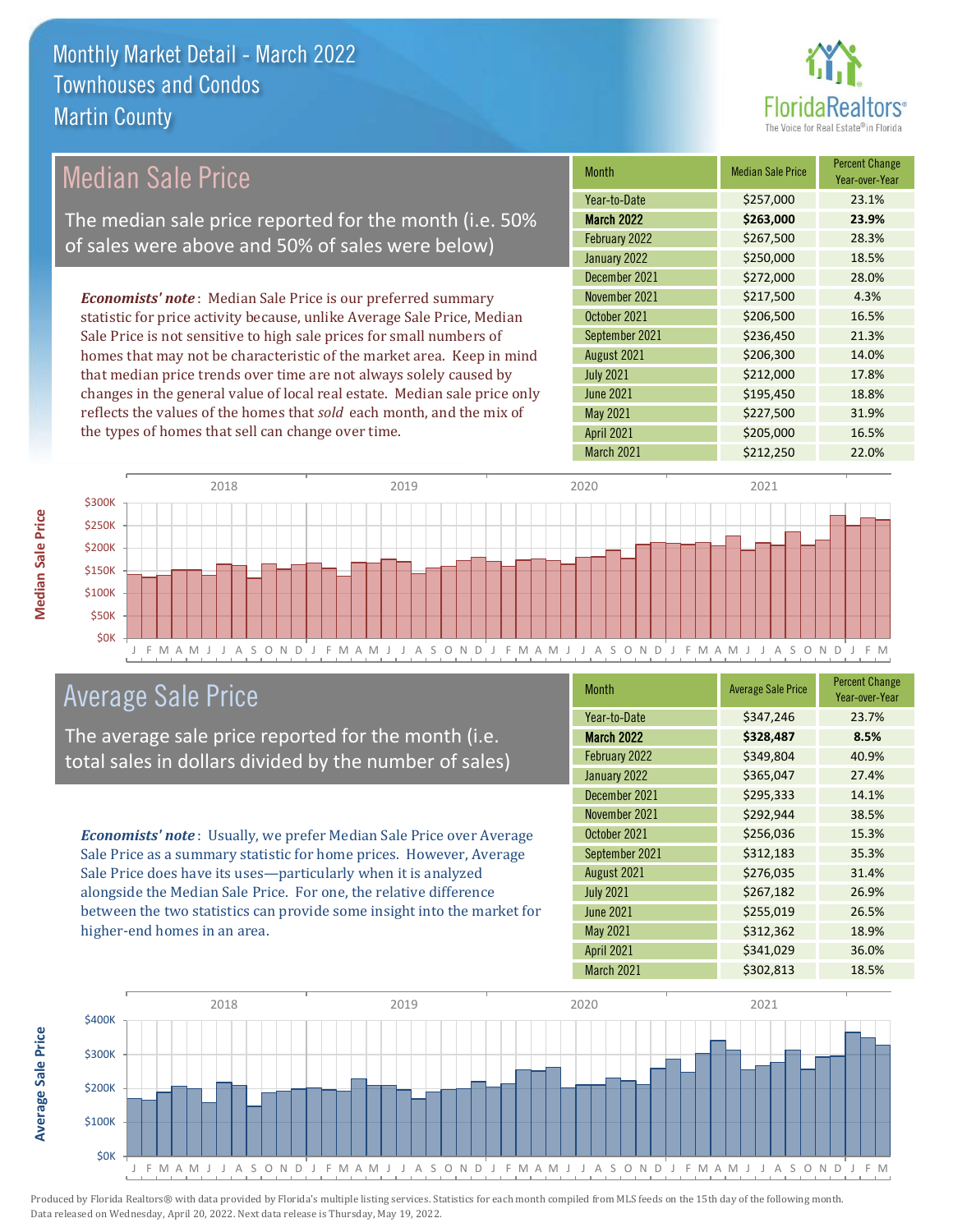# Monthly Market Detail - March 2022
## Townhouses and Condos
## Martin County

## Median Sale Price

The median sale price reported for the month (i.e. 50% of sales were above and 50% of sales were below)

***Economists' note***: Median Sale Price is our preferred summary statistic for price activity because, unlike Average Sale Price, Median Sale Price is not sensitive to high sale prices for small numbers of homes that may not be characteristic of the market area. Keep in mind that median price trends over time are not always solely caused by changes in the general value of local real estate. Median sale price only reflects the values of the homes that *sold* each month, and the mix of the types of homes that sell can change over time.

| Month | Median Sale Price | Percent Change Year-over-Year |
|---|---|---|
| Year-to-Date | $257,000 | 23.1% |
| **March 2022** | **$263,000** | **23.9%** |
| February 2022 | $267,500 | 28.3% |
| January 2022 | $250,000 | 18.5% |
| December 2021 | $272,000 | 28.0% |
| November 2021 | $217,500 | 4.3% |
| October 2021 | $206,500 | 16.5% |
| September 2021 | $236,450 | 21.3% |
| August 2021 | $206,300 | 14.0% |
| July 2021 | $212,000 | 17.8% |
| June 2021 | $195,450 | 18.8% |
| May 2021 | $227,500 | 31.9% |
| April 2021 | $205,000 | 16.5% |
| March 2021 | $212,250 | 22.0% |

## Average Sale Price

The average sale price reported for the month (i.e. total sales in dollars divided by the number of sales)

***Economists' note***: Usually, we prefer Median Sale Price over Average Sale Price as a summary statistic for home prices. However, Average Sale Price does have its uses—particularly when it is analyzed alongside the Median Sale Price. For one, the relative difference between the two statistics can provide some insight into the market for higher-end homes in an area.

| Month | Average Sale Price | Percent Change Year-over-Year |
|---|---|---|
| Year-to-Date | $347,246 | 23.7% |
| **March 2022** | **$328,487** | **8.5%** |
| February 2022 | $349,804 | 40.9% |
| January 2022 | $365,047 | 27.4% |
| December 2021 | $295,333 | 14.1% |
| November 2021 | $292,944 | 38.5% |
| October 2021 | $256,036 | 15.3% |
| September 2021 | $312,183 | 35.3% |
| August 2021 | $276,035 | 31.4% |
| July 2021 | $267,182 | 26.9% |
| June 2021 | $255,019 | 26.5% |
| May 2021 | $312,362 | 18.9% |
| April 2021 | $341,029 | 36.0% |
| March 2021 | $302,813 | 18.5% |

Produced by Florida Realtors® with data provided by Florida's multiple listing services. Statistics for each month compiled from MLS feeds on the 15th day of the following month. Data released on Wednesday, April 20, 2022. Next data release is Thursday, May 19, 2022.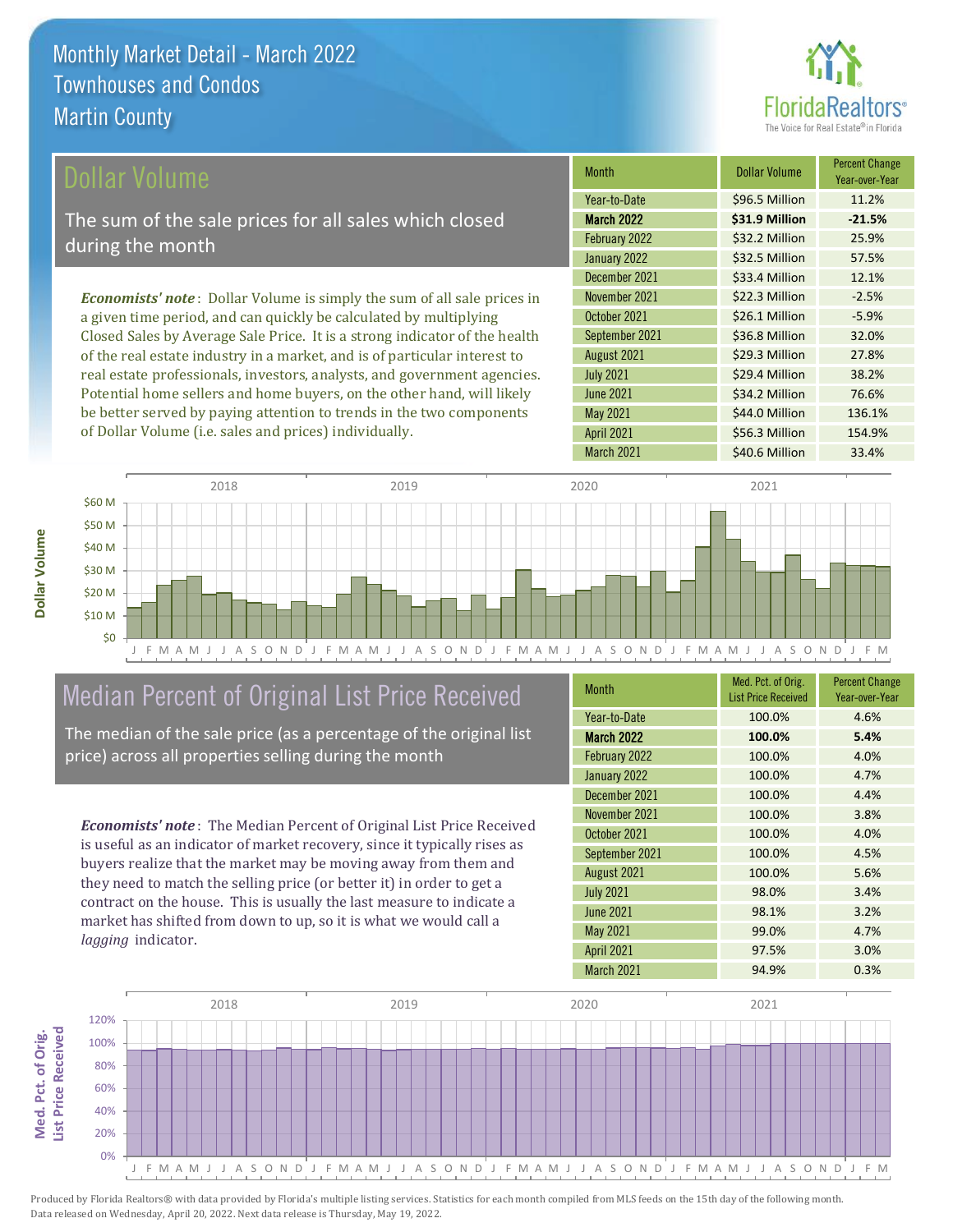# Monthly Market Detail - March 2022
## Townhouses and Condos
## Martin County

## Dollar Volume

The sum of the sale prices for all sales which closed during the month

***Economists' note***: Dollar Volume is simply the sum of all sale prices in a given time period, and can quickly be calculated by multiplying Closed Sales by Average Sale Price. It is a strong indicator of the health of the real estate industry in a market, and is of particular interest to real estate professionals, investors, analysts, and government agencies. Potential home sellers and home buyers, on the other hand, will likely be better served by paying attention to trends in the two components of Dollar Volume (i.e. sales and prices) individually.

| Month | Dollar Volume | Percent Change Year-over-Year |
|---|---|---|
| Year-to-Date | $96.5 Million | 11.2% |
| **March 2022** | **$31.9 Million** | **-21.5%** |
| February 2022 | $32.2 Million | 25.9% |
| January 2022 | $32.5 Million | 57.5% |
| December 2021 | $33.4 Million | 12.1% |
| November 2021 | $22.3 Million | -2.5% |
| October 2021 | $26.1 Million | -5.9% |
| September 2021 | $36.8 Million | 32.0% |
| August 2021 | $29.3 Million | 27.8% |
| July 2021 | $29.4 Million | 38.2% |
| June 2021 | $34.2 Million | 76.6% |
| May 2021 | $44.0 Million | 136.1% |
| April 2021 | $56.3 Million | 154.9% |
| March 2021 | $40.6 Million | 33.4% |

## Median Percent of Original List Price Received

The median of the sale price (as a percentage of the original list price) across all properties selling during the month

***Economists' note***: The Median Percent of Original List Price Received is useful as an indicator of market recovery, since it typically rises as buyers realize that the market may be moving away from them and they need to match the selling price (or better it) in order to get a contract on the house. This is usually the last measure to indicate a market has shifted from down to up, so it is what we would call a *lagging* indicator.

| Month | Med. Pct. of Orig. List Price Received | Percent Change Year-over-Year |
|---|---|---|
| Year-to-Date | 100.0% | 4.6% |
| **March 2022** | **100.0%** | **5.4%** |
| February 2022 | 100.0% | 4.0% |
| January 2022 | 100.0% | 4.7% |
| December 2021 | 100.0% | 4.4% |
| November 2021 | 100.0% | 3.8% |
| October 2021 | 100.0% | 4.0% |
| September 2021 | 100.0% | 4.5% |
| August 2021 | 100.0% | 5.6% |
| July 2021 | 98.0% | 3.4% |
| June 2021 | 98.1% | 3.2% |
| May 2021 | 99.0% | 4.7% |
| April 2021 | 97.5% | 3.0% |
| March 2021 | 94.9% | 0.3% |

Produced by Florida Realtors® with data provided by Florida's multiple listing services. Statistics for each month compiled from MLS feeds on the 15th day of the following month. Data released on Wednesday, April 20, 2022. Next data release is Thursday, May 19, 2022.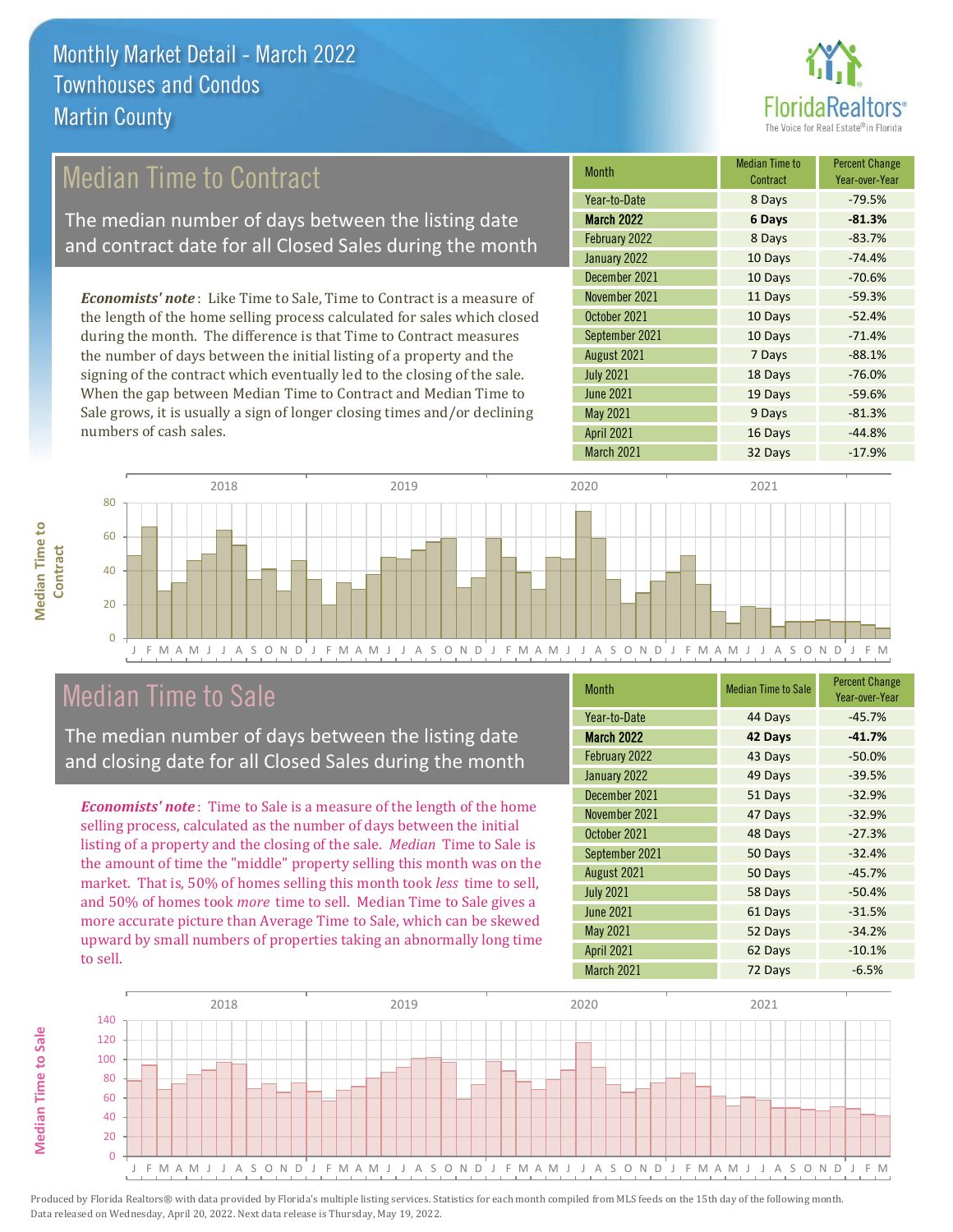# Monthly Market Detail - March 2022
## Townhouses and Condos
## Martin County

## Median Time to Contract

The median number of days between the listing date and contract date for all Closed Sales during the month

***Economists' note***: Like Time to Sale, Time to Contract is a measure of the length of the home selling process calculated for sales which closed during the month. The difference is that Time to Contract measures the number of days between the initial listing of a property and the signing of the contract which eventually led to the closing of the sale. When the gap between Median Time to Contract and Median Time to Sale grows, it is usually a sign of longer closing times and/or declining numbers of cash sales.

| Month | Median Time to Contract | Percent Change Year-over-Year |
|---|---|---|
| Year-to-Date | 8 Days | -79.5% |
| **March 2022** | **6 Days** | **-81.3%** |
| February 2022 | 8 Days | -83.7% |
| January 2022 | 10 Days | -74.4% |
| December 2021 | 10 Days | -70.6% |
| November 2021 | 11 Days | -59.3% |
| October 2021 | 10 Days | -52.4% |
| September 2021 | 10 Days | -71.4% |
| August 2021 | 7 Days | -88.1% |
| July 2021 | 18 Days | -76.0% |
| June 2021 | 19 Days | -59.6% |
| May 2021 | 9 Days | -81.3% |
| April 2021 | 16 Days | -44.8% |
| March 2021 | 32 Days | -17.9% |

## Median Time to Sale

The median number of days between the listing date and closing date for all Closed Sales during the month

***Economists' note***: Time to Sale is a measure of the length of the home selling process, calculated as the number of days between the initial listing of a property and the closing of the sale. *Median* Time to Sale is the amount of time the "middle" property selling this month was on the market. That is, 50% of homes selling this month took *less* time to sell, and 50% of homes took *more* time to sell. Median Time to Sale gives a more accurate picture than Average Time to Sale, which can be skewed upward by small numbers of properties taking an abnormally long time to sell.

| Month | Median Time to Sale | Percent Change Year-over-Year |
|---|---|---|
| Year-to-Date | 44 Days | -45.7% |
| **March 2022** | **42 Days** | **-41.7%** |
| February 2022 | 43 Days | -50.0% |
| January 2022 | 49 Days | -39.5% |
| December 2021 | 51 Days | -32.9% |
| November 2021 | 47 Days | -32.9% |
| October 2021 | 48 Days | -27.3% |
| September 2021 | 50 Days | -32.4% |
| August 2021 | 50 Days | -45.7% |
| July 2021 | 58 Days | -50.4% |
| June 2021 | 61 Days | -31.5% |
| May 2021 | 52 Days | -34.2% |
| April 2021 | 62 Days | -10.1% |
| March 2021 | 72 Days | -6.5% |

Produced by Florida Realtors® with data provided by Florida's multiple listing services. Statistics for each month compiled from MLS feeds on the 15th day of the following month. Data released on Wednesday, April 20, 2022. Next data release is Thursday, May 19, 2022.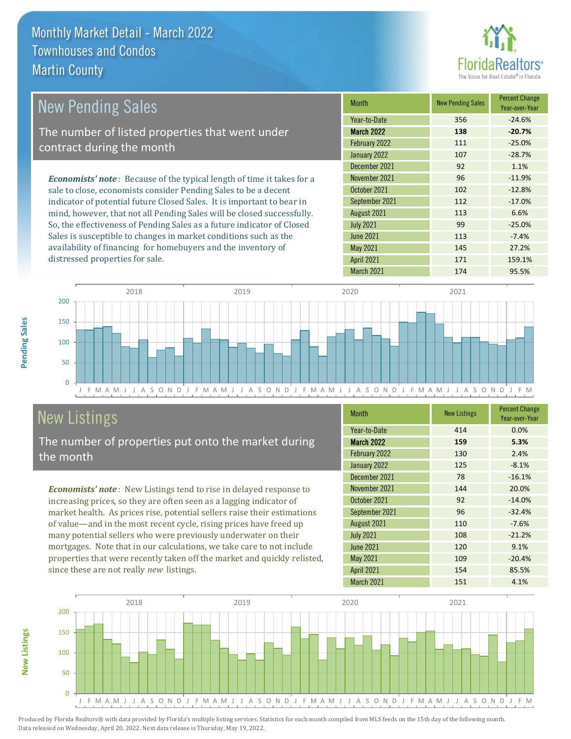# Monthly Market Detail - March 2022
## Townhouses and Condos
## Martin County

## New Pending Sales

The number of listed properties that went under contract during the month

***Economists' note***: Because of the typical length of time it takes for a sale to close, economists consider Pending Sales to be a decent indicator of potential future Closed Sales. It is important to bear in mind, however, that not all Pending Sales will be closed successfully. So, the effectiveness of Pending Sales as a future indicator of Closed Sales is susceptible to changes in market conditions such as the availability of financing for homebuyers and the inventory of distressed properties for sale.

| Month | New Pending Sales | Percent Change Year-over-Year |
|---|---|---|
| Year-to-Date | 356 | -24.6% |
| **March 2022** | **138** | **-20.7%** |
| February 2022 | 111 | -25.0% |
| January 2022 | 107 | -28.7% |
| December 2021 | 92 | 1.1% |
| November 2021 | 96 | -11.9% |
| October 2021 | 102 | -12.8% |
| September 2021 | 112 | -17.0% |
| August 2021 | 113 | 6.6% |
| July 2021 | 99 | -25.0% |
| June 2021 | 113 | -7.4% |
| May 2021 | 145 | 27.2% |
| April 2021 | 171 | 159.1% |
| March 2021 | 174 | 95.5% |

## New Listings

The number of properties put onto the market during the month

***Economists' note***: New Listings tend to rise in delayed response to increasing prices, so they are often seen as a lagging indicator of market health. As prices rise, potential sellers raise their estimations of value—and in the most recent cycle, rising prices have freed up many potential sellers who were previously underwater on their mortgages. Note that in our calculations, we take care to not include properties that were recently taken off the market and quickly relisted, since these are not really *new* listings.

| Month | New Listings | Percent Change Year-over-Year |
|---|---|---|
| Year-to-Date | 414 | 0.0% |
| **March 2022** | **159** | **5.3%** |
| February 2022 | 130 | 2.4% |
| January 2022 | 125 | -8.1% |
| December 2021 | 78 | -16.1% |
| November 2021 | 144 | 20.0% |
| October 2021 | 92 | -14.0% |
| September 2021 | 96 | -32.4% |
| August 2021 | 110 | -7.6% |
| July 2021 | 108 | -21.2% |
| June 2021 | 120 | 9.1% |
| May 2021 | 109 | -20.4% |
| April 2021 | 154 | 85.5% |
| March 2021 | 151 | 4.1% |

Produced by Florida Realtors® with data provided by Florida's multiple listing services. Statistics for each month compiled from MLS feeds on the 15th day of the following month. Data released on Wednesday, April 20, 2022. Next data release is Thursday, May 19, 2022.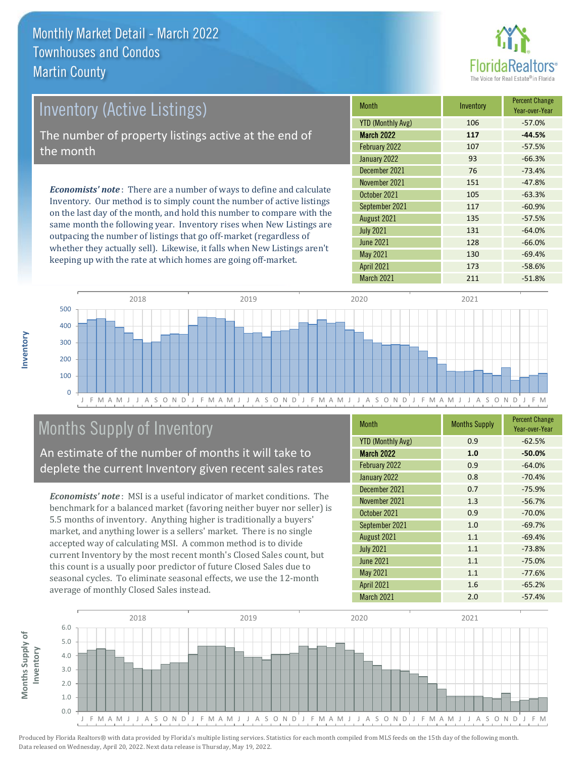# Monthly Market Detail - March 2022
## Townhouses and Condos
## Martin County

## Inventory (Active Listings)

The number of property listings active at the end of the month

*Economists' note*: There are a number of ways to define and calculate Inventory. Our method is to simply count the number of active listings on the last day of the month, and hold this number to compare with the same month the following year. Inventory rises when New Listings are outpacing the number of listings that go off-market (regardless of whether they actually sell). Likewise, it falls when New Listings aren't keeping up with the rate at which homes are going off-market.

| Month | Inventory | Percent Change Year-over-Year |
|---|---|---|
| YTD (Monthly Avg) | 106 | -57.0% |
| **March 2022** | **117** | **-44.5%** |
| February 2022 | 107 | -57.5% |
| January 2022 | 93 | -66.3% |
| December 2021 | 76 | -73.4% |
| November 2021 | 151 | -47.8% |
| October 2021 | 105 | -63.3% |
| September 2021 | 117 | -60.9% |
| August 2021 | 135 | -57.5% |
| July 2021 | 131 | -64.0% |
| June 2021 | 128 | -66.0% |
| May 2021 | 130 | -69.4% |
| April 2021 | 173 | -58.6% |
| March 2021 | 211 | -51.8% |

## Months Supply of Inventory

An estimate of the number of months it will take to deplete the current Inventory given recent sales rates

*Economists' note*: MSI is a useful indicator of market conditions. The benchmark for a balanced market (favoring neither buyer nor seller) is 5.5 months of inventory. Anything higher is traditionally a buyers' market, and anything lower is a sellers' market. There is no single accepted way of calculating MSI. A common method is to divide current Inventory by the most recent month's Closed Sales count, but this count is a usually poor predictor of future Closed Sales due to seasonal cycles. To eliminate seasonal effects, we use the 12-month average of monthly Closed Sales instead.

| Month | Months Supply | Percent Change Year-over-Year |
|---|---|---|
| YTD (Monthly Avg) | 0.9 | -62.5% |
| **March 2022** | **1.0** | **-50.0%** |
| February 2022 | 0.9 | -64.0% |
| January 2022 | 0.8 | -70.4% |
| December 2021 | 0.7 | -75.9% |
| November 2021 | 1.3 | -56.7% |
| October 2021 | 0.9 | -70.0% |
| September 2021 | 1.0 | -69.7% |
| August 2021 | 1.1 | -69.4% |
| July 2021 | 1.1 | -73.8% |
| June 2021 | 1.1 | -75.0% |
| May 2021 | 1.1 | -77.6% |
| April 2021 | 1.6 | -65.2% |
| March 2021 | 2.0 | -57.4% |

Produced by Florida Realtors® with data provided by Florida's multiple listing services. Statistics for each month compiled from MLS feeds on the 15th day of the following month. Data released on Wednesday, April 20, 2022. Next data release is Thursday, May 19, 2022.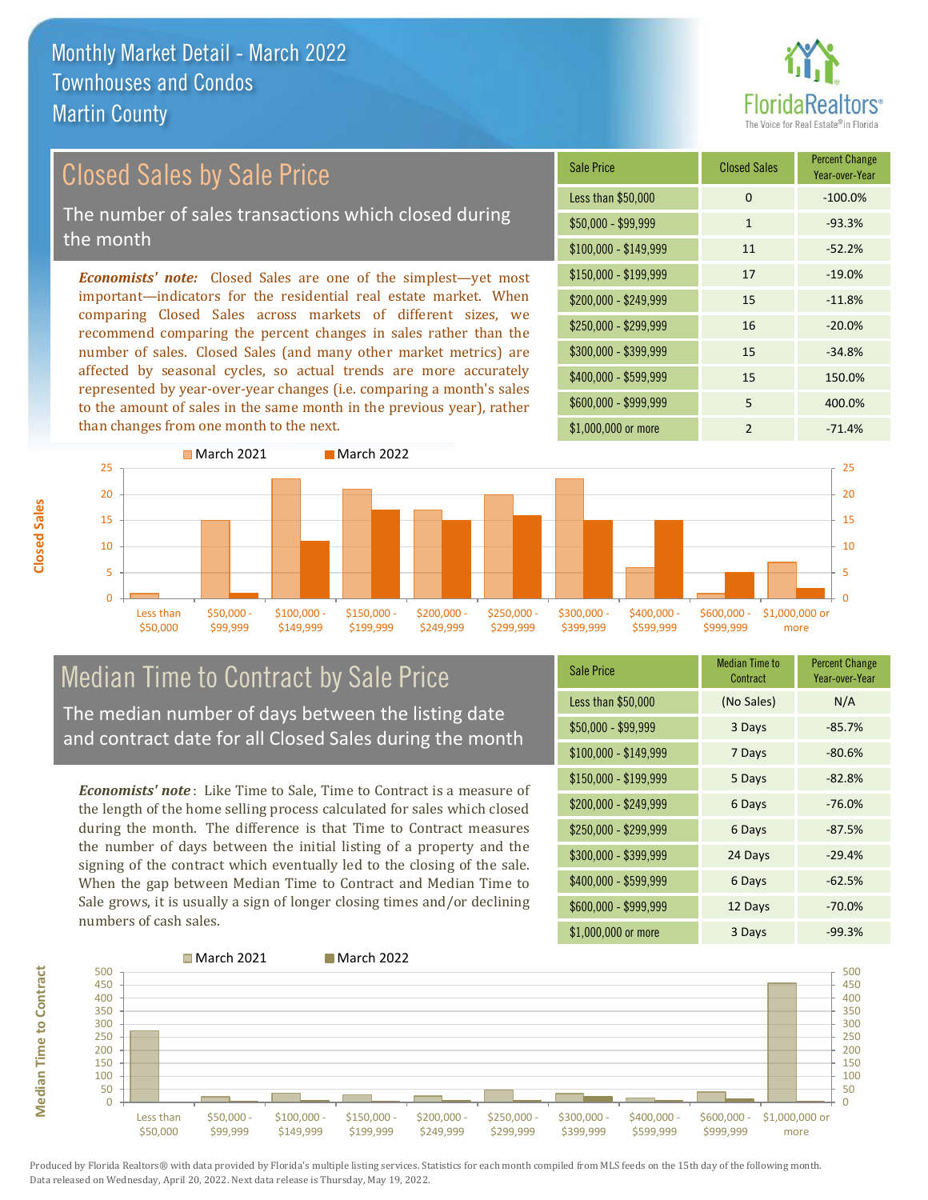# Monthly Market Detail - March 2022
## Townhouses and Condos
## Martin County

## Closed Sales by Sale Price

The number of sales transactions which closed during the month

*Economists' note:* Closed Sales are one of the simplest—yet most important—indicators for the residential real estate market. When comparing Closed Sales across markets of different sizes, we recommend comparing the percent changes in sales rather than the number of sales. Closed Sales (and many other market metrics) are affected by seasonal cycles, so actual trends are more accurately represented by year-over-year changes (i.e. comparing a month's sales to the amount of sales in the same month in the previous year), rather than changes from one month to the next.

| Sale Price | Closed Sales | Percent Change Year-over-Year |
|---|---|---|
| Less than $50,000 | 0 | -100.0% |
| $50,000 - $99,999 | 1 | -93.3% |
| $100,000 - $149,999 | 11 | -52.2% |
| $150,000 - $199,999 | 17 | -19.0% |
| $200,000 - $249,999 | 15 | -11.8% |
| $250,000 - $299,999 | 16 | -20.0% |
| $300,000 - $399,999 | 15 | -34.8% |
| $400,000 - $599,999 | 15 | 150.0% |
| $600,000 - $999,999 | 5 | 400.0% |
| $1,000,000 or more | 2 | -71.4% |

## Median Time to Contract by Sale Price

The median number of days between the listing date and contract date for all Closed Sales during the month

*Economists' note*: Like Time to Sale, Time to Contract is a measure of the length of the home selling process calculated for sales which closed during the month. The difference is that Time to Contract measures the number of days between the initial listing of a property and the signing of the contract which eventually led to the closing of the sale. When the gap between Median Time to Contract and Median Time to Sale grows, it is usually a sign of longer closing times and/or declining numbers of cash sales.

| Sale Price | Median Time to Contract | Percent Change Year-over-Year |
|---|---|---|
| Less than $50,000 | (No Sales) | N/A |
| $50,000 - $99,999 | 3 Days | -85.7% |
| $100,000 - $149,999 | 7 Days | -80.6% |
| $150,000 - $199,999 | 5 Days | -82.8% |
| $200,000 - $249,999 | 6 Days | -76.0% |
| $250,000 - $299,999 | 6 Days | -87.5% |
| $300,000 - $399,999 | 24 Days | -29.4% |
| $400,000 - $599,999 | 6 Days | -62.5% |
| $600,000 - $999,999 | 12 Days | -70.0% |
| $1,000,000 or more | 3 Days | -99.3% |

Produced by Florida Realtors® with data provided by Florida's multiple listing services. Statistics for each month compiled from MLS feeds on the 15th day of the following month. Data released on Wednesday, April 20, 2022. Next data release is Thursday, May 19, 2022.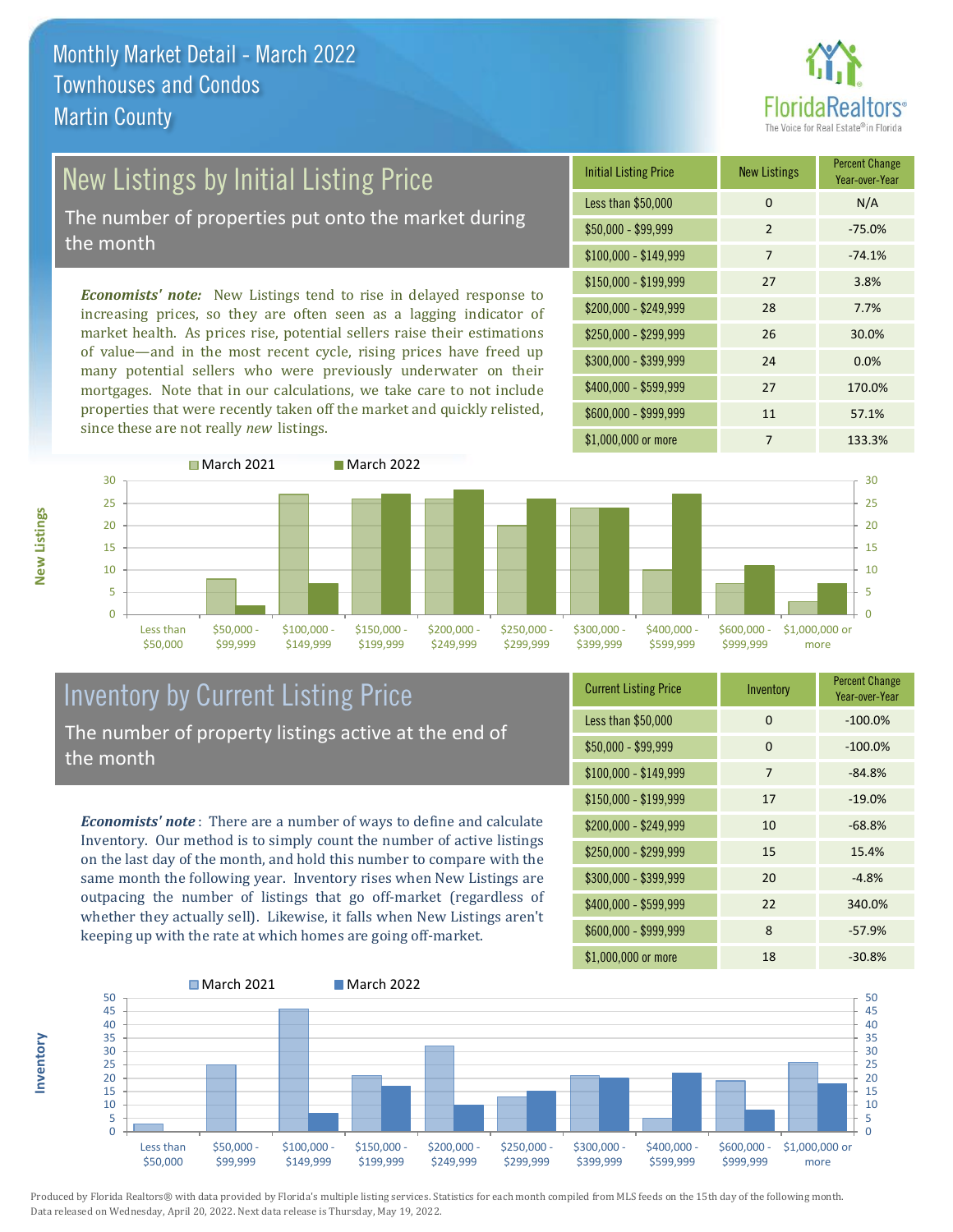# Monthly Market Detail - March 2022
## Townhouses and Condos
## Martin County

## New Listings by Initial Listing Price

The number of properties put onto the market during the month

*Economists' note:* New Listings tend to rise in delayed response to increasing prices, so they are often seen as a lagging indicator of market health. As prices rise, potential sellers raise their estimations of value—and in the most recent cycle, rising prices have freed up many potential sellers who were previously underwater on their mortgages. Note that in our calculations, we take care to not include properties that were recently taken off the market and quickly relisted, since these are not really *new* listings.

| Initial Listing Price | New Listings | Percent Change Year-over-Year |
|---|---|---|
| Less than $50,000 | 0 | N/A |
| $50,000 - $99,999 | 2 | -75.0% |
| $100,000 - $149,999 | 7 | -74.1% |
| $150,000 - $199,999 | 27 | 3.8% |
| $200,000 - $249,999 | 28 | 7.7% |
| $250,000 - $299,999 | 26 | 30.0% |
| $300,000 - $399,999 | 24 | 0.0% |
| $400,000 - $599,999 | 27 | 170.0% |
| $600,000 - $999,999 | 11 | 57.1% |
| $1,000,000 or more | 7 | 133.3% |

## Inventory by Current Listing Price

The number of property listings active at the end of the month

*Economists' note*: There are a number of ways to define and calculate Inventory. Our method is to simply count the number of active listings on the last day of the month, and hold this number to compare with the same month the following year. Inventory rises when New Listings are outpacing the number of listings that go off-market (regardless of whether they actually sell). Likewise, it falls when New Listings aren't keeping up with the rate at which homes are going off-market.

| Current Listing Price | Inventory | Percent Change Year-over-Year |
|---|---|---|
| Less than $50,000 | 0 | -100.0% |
| $50,000 - $99,999 | 0 | -100.0% |
| $100,000 - $149,999 | 7 | -84.8% |
| $150,000 - $199,999 | 17 | -19.0% |
| $200,000 - $249,999 | 10 | -68.8% |
| $250,000 - $299,999 | 15 | 15.4% |
| $300,000 - $399,999 | 20 | -4.8% |
| $400,000 - $599,999 | 22 | 340.0% |
| $600,000 - $999,999 | 8 | -57.9% |
| $1,000,000 or more | 18 | -30.8% |

Produced by Florida Realtors® with data provided by Florida's multiple listing services. Statistics for each month compiled from MLS feeds on the 15th day of the following month. Data released on Wednesday, April 20, 2022. Next data release is Thursday, May 19, 2022.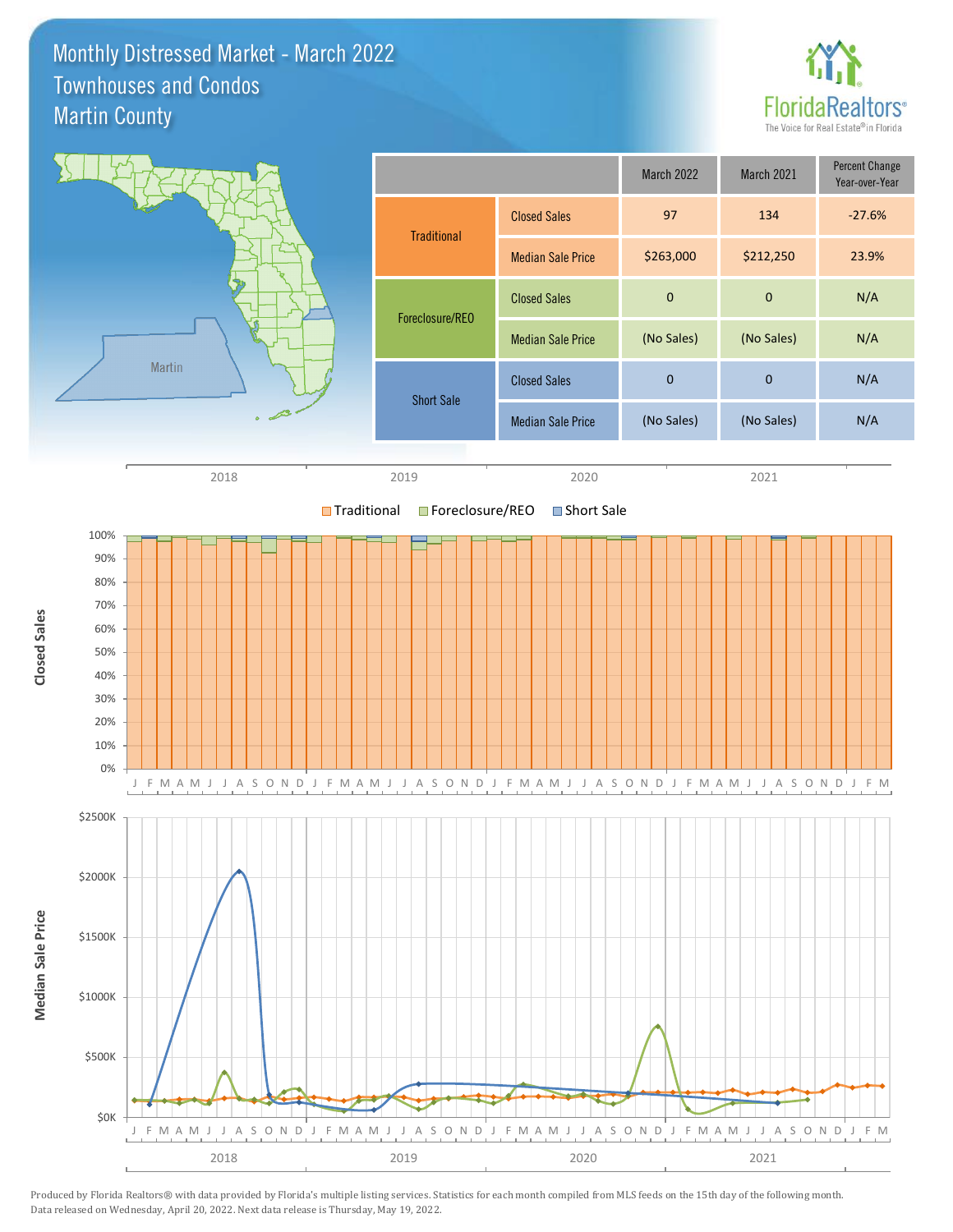# Monthly Distressed Market - March 2022
## Townhouses and Condos
## Martin County

FloridaRealtors®
The Voice for Real Estate® in Florida

Martin

| | | March 2022 | March 2021 | Percent Change Year-over-Year |
|---|---|---|---|---|
| Traditional | Closed Sales | 97 | 134 | -27.6% |
| | Median Sale Price | $263,000 | $212,250 | 23.9% |
| Foreclosure/REO | Closed Sales | 0 | 0 | N/A |
| | Median Sale Price | (No Sales) | (No Sales) | N/A |
| Short Sale | Closed Sales | 0 | 0 | N/A |
| | Median Sale Price | (No Sales) | (No Sales) | N/A |

2018 2019 2020 2021

Traditional Foreclosure/REO Short Sale

Closed Sales

100% 90% 80% 70% 60% 50% 40% 30% 20% 10% 0%

J F M A M J J A S O N D J F M A M J J A S O N D J F M A M J J A S O N D J F M A M J J A S O N D J F M

Median Sale Price

$2500K $2000K $1500K $1000K $500K $0K

J F M A M J J A S O N D J F M A M J J A S O N D J F M A M J J A S O N D J F M A M J J A S O N D J F M

2018 2019 2020 2021

Produced by Florida Realtors® with data provided by Florida's multiple listing services. Statistics for each month compiled from MLS feeds on the 15th day of the following month.
Data released on Wednesday, April 20, 2022. Next data release is Thursday, May 19, 2022.